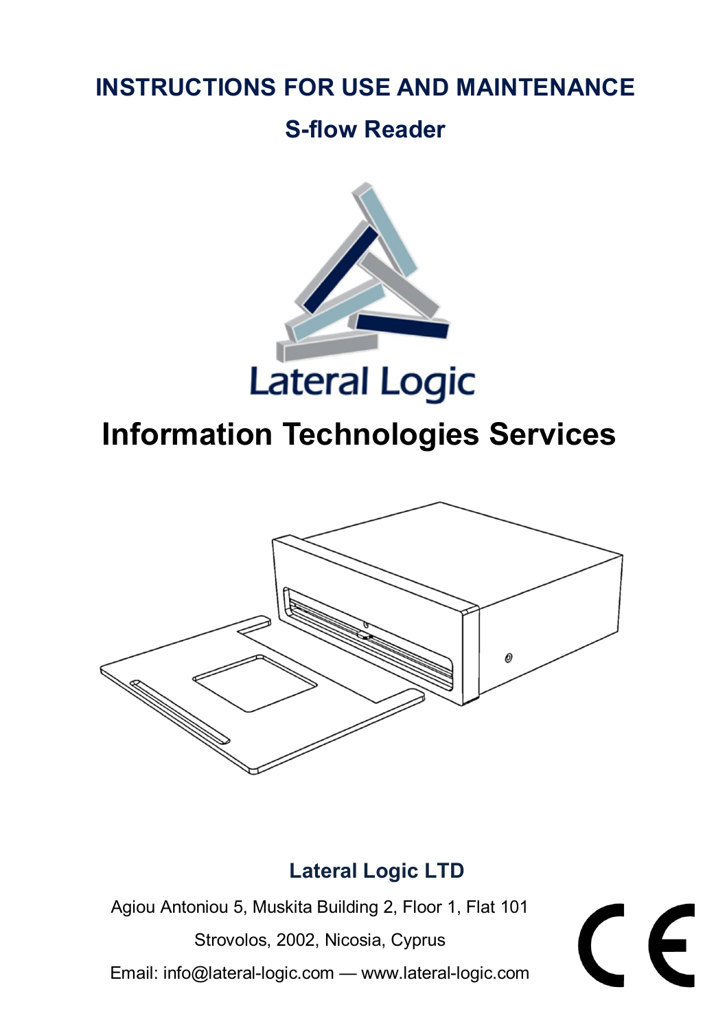# INSTRUCTIONS FOR USE AND MAINTENANCE

## S-flow Reader

Lateral Logic

# Information Technologies Services

**Lateral Logic LTD**

Agiou Antoniou 5, Muskita Building 2, Floor 1, Flat 101

Strovolos, 2002, Nicosia, Cyprus

Email: info@lateral-logic.com — www.lateral-logic.com

CE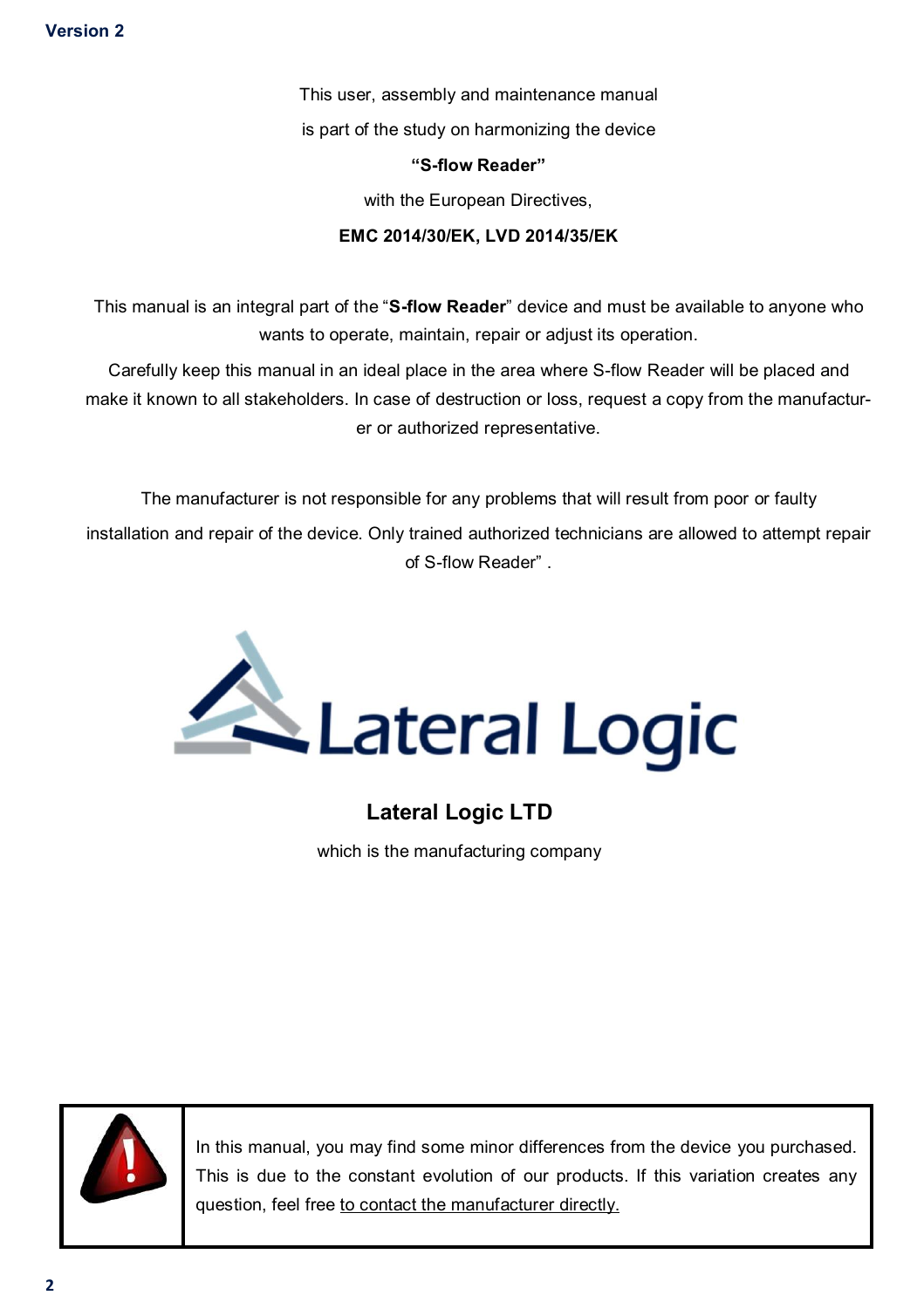This user, assembly and maintenance manual

is part of the study on harmonizing the device

**"S-flow Reader"**

with the European Directives,

**EMC 2014/30/EK, LVD 2014/35/EK**

This manual is an integral part of the "**S-flow Reader**" device and must be available to anyone who wants to operate, maintain, repair or adjust its operation.

Carefully keep this manual in an ideal place in the area where S-flow Reader will be placed and make it known to all stakeholders. In case of destruction or loss, request a copy from the manufacturer or authorized representative.

The manufacturer is not responsible for any problems that will result from poor or faulty installation and repair of the device. Only trained authorized technicians are allowed to attempt repair of S-flow Reader" .

Lateral Logic

**Lateral Logic LTD**

which is the manufacturing company

| | In this manual, you may find some minor differences from the device you purchased. This is due to the constant evolution of our products. If this variation creates any question, feel free to contact the manufacturer directly. |
|---|---|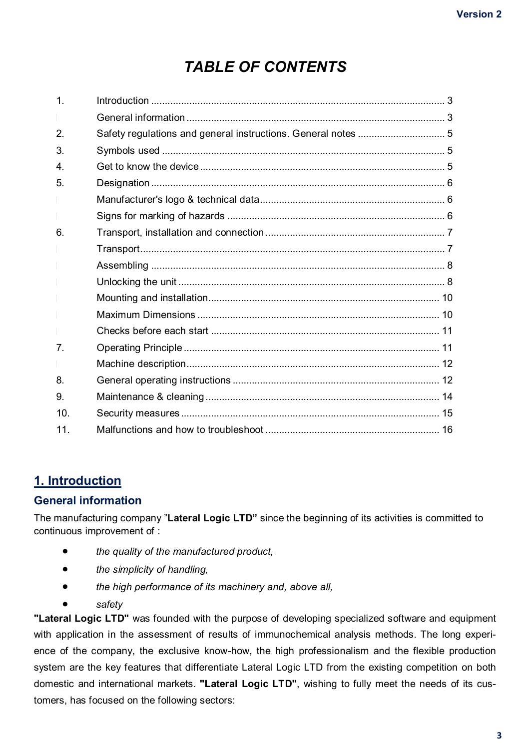# TABLE OF CONTENTS

| | | |
|---|---|---|
| 1. | Introduction | 3 |
| | General information | 3 |
| 2. | Safety regulations and general instructions. General notes | 5 |
| 3. | Symbols used | 5 |
| 4. | Get to know the device | 5 |
| 5. | Designation | 6 |
| | Manufacturer's logo & technical data | 6 |
| | Signs for marking of hazards | 6 |
| 6. | Transport, installation and connection | 7 |
| | Transport | 7 |
| | Assembling | 8 |
| | Unlocking the unit | 8 |
| | Mounting and installation | 10 |
| | Maximum Dimensions | 10 |
| | Checks before each start | 11 |
| 7. | Operating Principle | 11 |
| | Machine description | 12 |
| 8. | General operating instructions | 12 |
| 9. | Maintenance & cleaning | 14 |
| 10. | Security measures | 15 |
| 11. | Malfunctions and how to troubleshoot | 16 |

## 1. Introduction

### General information

The manufacturing company "**Lateral Logic LTD"** since the beginning of its activities is committed to continuous improvement of :

- *the quality of the manufactured product,*
- *the simplicity of handling,*
- *the high performance of its machinery and, above all,*
- *safety*

**"Lateral Logic LTD"** was founded with the purpose of developing specialized software and equipment with application in the assessment of results of immunochemical analysis methods. The long experience of the company, the exclusive know-how, the high professionalism and the flexible production system are the key features that differentiate Lateral Logic LTD from the existing competition on both domestic and international markets. **"Lateral Logic LTD"**, wishing to fully meet the needs of its customers, has focused on the following sectors: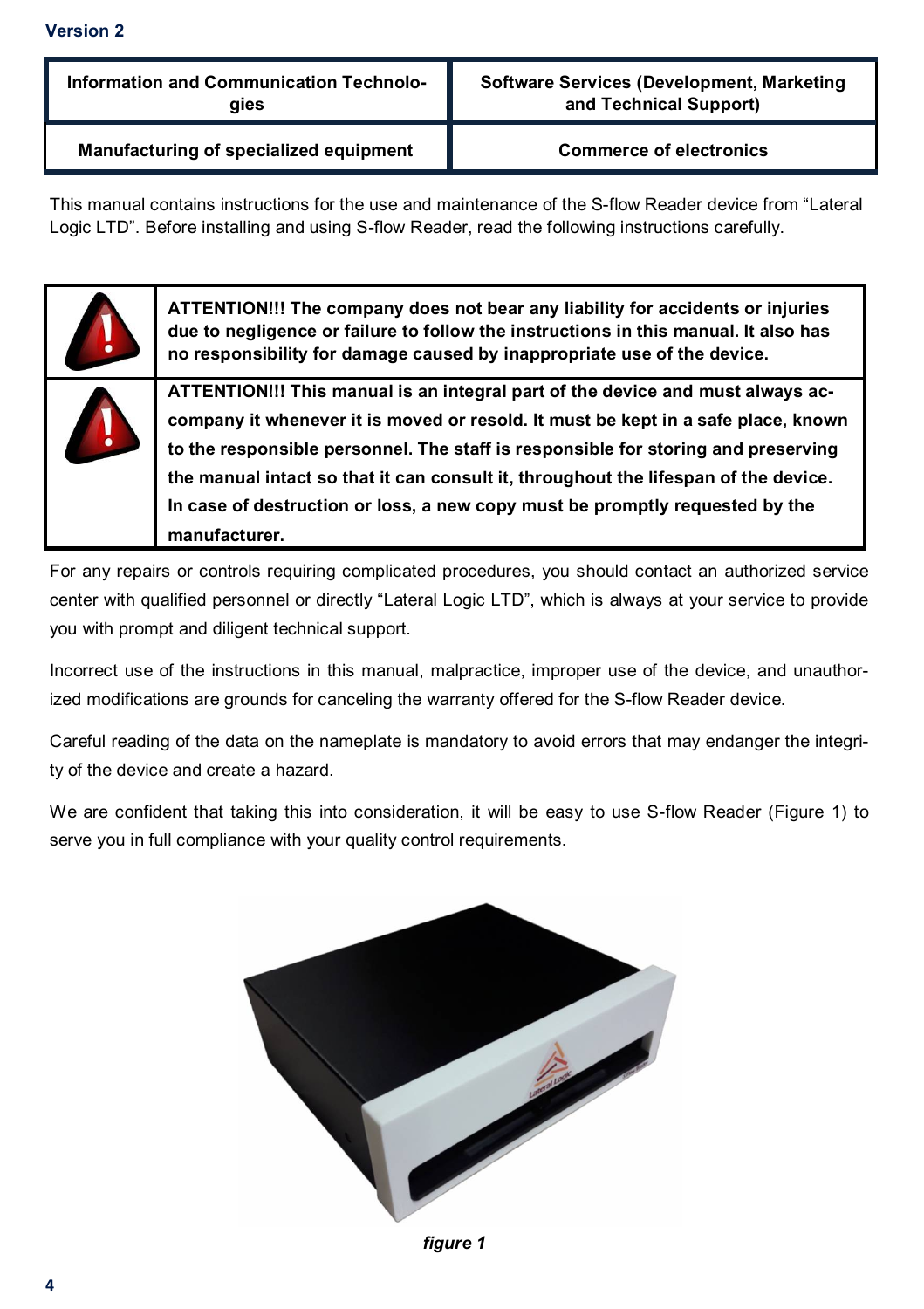**Version 2**

| Information and Communication Technologies | Software Services (Development, Marketing and Technical Support) |
|---|---|
| **Manufacturing of specialized equipment** | **Commerce of electronics** |

This manual contains instructions for the use and maintenance of the S-flow Reader device from "Lateral Logic LTD". Before installing and using S-flow Reader, read the following instructions carefully.

| | |
|---|---|
| ! | **ATTENTION!!! The company does not bear any liability for accidents or injuries due to negligence or failure to follow the instructions in this manual. It also has no responsibility for damage caused by inappropriate use of the device.** |
| ! | **ATTENTION!!! This manual is an integral part of the device and must always accompany it whenever it is moved or resold. It must be kept in a safe place, known to the responsible personnel. The staff is responsible for storing and preserving the manual intact so that it can consult it, throughout the lifespan of the device. In case of destruction or loss, a new copy must be promptly requested by the manufacturer.** |

For any repairs or controls requiring complicated procedures, you should contact an authorized service center with qualified personnel or directly "Lateral Logic LTD", which is always at your service to provide you with prompt and diligent technical support.

Incorrect use of the instructions in this manual, malpractice, improper use of the device, and unauthorized modifications are grounds for canceling the warranty offered for the S-flow Reader device.

Careful reading of the data on the nameplate is mandatory to avoid errors that may endanger the integrity of the device and create a hazard.

We are confident that taking this into consideration, it will be easy to use S-flow Reader (Figure 1) to serve you in full compliance with your quality control requirements.

*figure 1*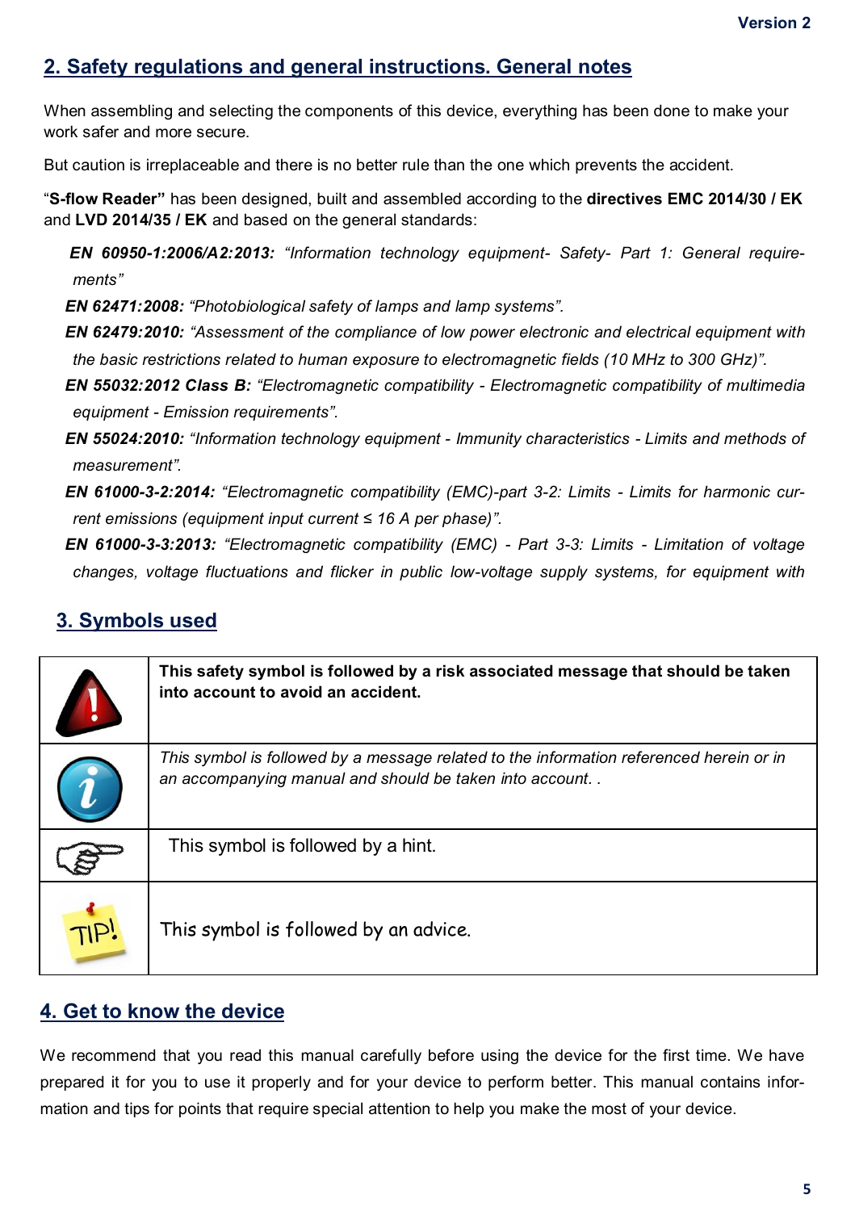## 2. Safety regulations and general instructions. General notes

When assembling and selecting the components of this device, everything has been done to make your work safer and more secure.

But caution is irreplaceable and there is no better rule than the one which prevents the accident.

"**S-flow Reader"** has been designed, built and assembled according to the **directives EMC 2014/30 / EK** and **LVD 2014/35 / EK** and based on the general standards:

***EN 60950-1:2006/A2:2013:*** *"Information technology equipment- Safety- Part 1: General requirements"*

***EN 62471:2008:*** *"Photobiological safety of lamps and lamp systems".*

***EN 62479:2010:*** *"Assessment of the compliance of low power electronic and electrical equipment with the basic restrictions related to human exposure to electromagnetic fields (10 MHz to 300 GHz)".*

***EN 55032:2012 Class B:*** *"Electromagnetic compatibility - Electromagnetic compatibility of multimedia equipment - Emission requirements".*

***EN 55024:2010:*** *"Information technology equipment - Immunity characteristics - Limits and methods of measurement".*

***EN 61000-3-2:2014:*** *"Electromagnetic compatibility (EMC)-part 3-2: Limits - Limits for harmonic current emissions (equipment input current ≤ 16 A per phase)".*

***EN 61000-3-3:2013:*** *"Electromagnetic compatibility (EMC) - Part 3-3: Limits - Limitation of voltage changes, voltage fluctuations and flicker in public low-voltage supply systems, for equipment with*

## 3. Symbols used

| Symbol | Description |
|---|---|
| ⚠ | **This safety symbol is followed by a risk associated message that should be taken into account to avoid an accident.** |
| ℹ | *This symbol is followed by a message related to the information referenced herein or in an accompanying manual and should be taken into account. .* |
| ☞ | This symbol is followed by a hint. |
| TIP! | This symbol is followed by an advice. |

## 4. Get to know the device

We recommend that you read this manual carefully before using the device for the first time. We have prepared it for you to use it properly and for your device to perform better. This manual contains information and tips for points that require special attention to help you make the most of your device.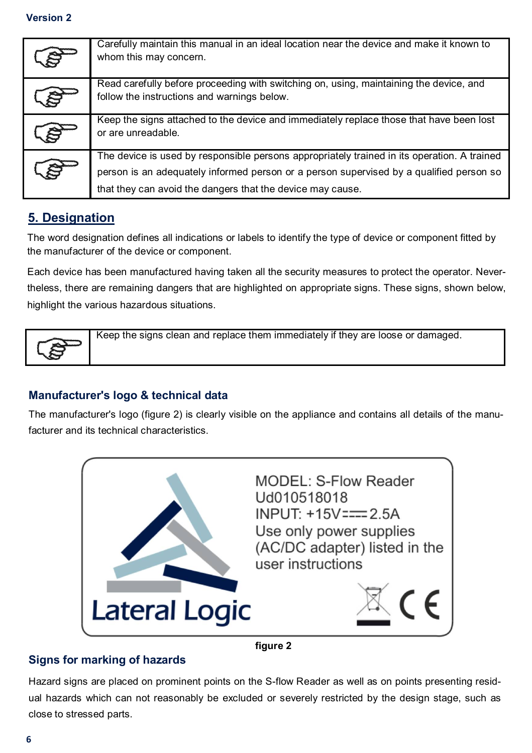| | |
|---|---|
| ☞ | Carefully maintain this manual in an ideal location near the device and make it known to whom this may concern. |
| ☞ | Read carefully before proceeding with switching on, using, maintaining the device, and follow the instructions and warnings below. |
| ☞ | Keep the signs attached to the device and immediately replace those that have been lost or are unreadable. |
| ☞ | The device is used by responsible persons appropriately trained in its operation. A trained person is an adequately informed person or a person supervised by a qualified person so that they can avoid the dangers that the device may cause. |

## 5. Designation

The word designation defines all indications or labels to identify the type of device or component fitted by the manufacturer of the device or component.

Each device has been manufactured having taken all the security measures to protect the operator. Nevertheless, there are remaining dangers that are highlighted on appropriate signs. These signs, shown below, highlight the various hazardous situations.

| | |
|---|---|
| ☞ | Keep the signs clean and replace them immediately if they are loose or damaged. |

### Manufacturer's logo & technical data

The manufacturer's logo (figure 2) is clearly visible on the appliance and contains all details of the manufacturer and its technical characteristics.

MODEL: S-Flow Reader
Ud010518018
INPUT: +15V⎓2.5A
Use only power supplies (AC/DC adapter) listed in the user instructions

Lateral Logic

figure 2

### Signs for marking of hazards

Hazard signs are placed on prominent points on the S-flow Reader as well as on points presenting residual hazards which can not reasonably be excluded or severely restricted by the design stage, such as close to stressed parts.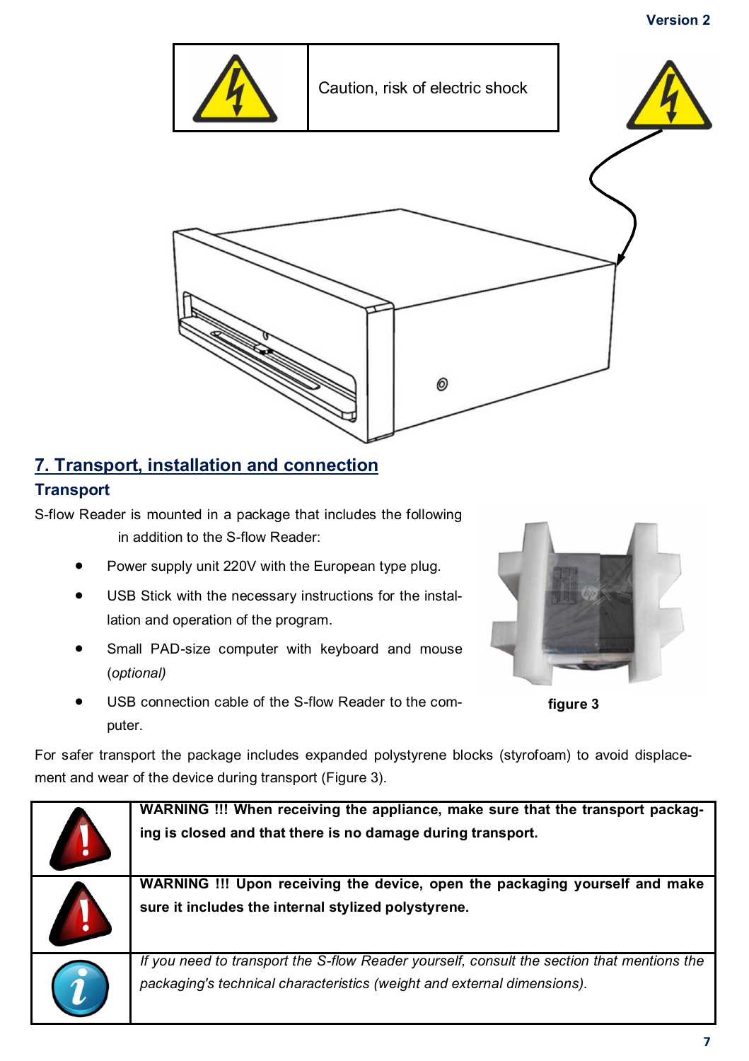| | Caution, risk of electric shock |
|---|---|

## 7. Transport, installation and connection

### Transport

S-flow Reader is mounted in a package that includes the following in addition to the S-flow Reader:

- Power supply unit 220V with the European type plug.
- USB Stick with the necessary instructions for the installation and operation of the program.
- Small PAD-size computer with keyboard and mouse (*optional*)
- USB connection cable of the S-flow Reader to the computer.

**figure 3**

For safer transport the package includes expanded polystyrene blocks (styrofoam) to avoid displacement and wear of the device during transport (Figure 3).

| | |
|---|---|
| | **WARNING !!! When receiving the appliance, make sure that the transport packaging is closed and that there is no damage during transport.** |
| | **WARNING !!! Upon receiving the device, open the packaging yourself and make sure it includes the internal stylized polystyrene.** |
| | *If you need to transport the S-flow Reader yourself, consult the section that mentions the packaging's technical characteristics (weight and external dimensions).* |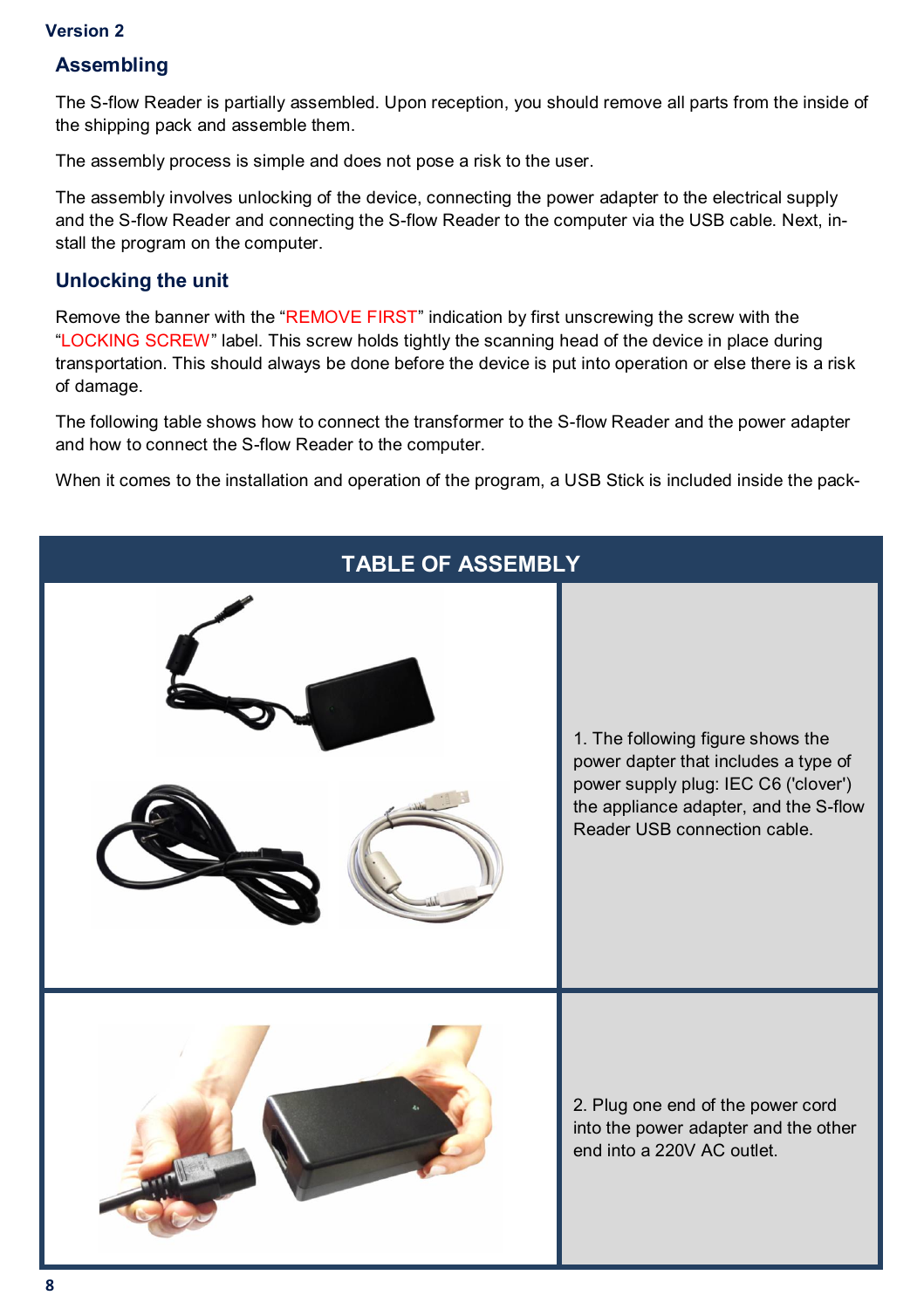Version 2

## Assembling

The S-flow Reader is partially assembled. Upon reception, you should remove all parts from the inside of the shipping pack and assemble them.

The assembly process is simple and does not pose a risk to the user.

The assembly involves unlocking of the device, connecting the power adapter to the electrical supply and the S-flow Reader and connecting the S-flow Reader to the computer via the USB cable. Next, install the program on the computer.

## Unlocking the unit

Remove the banner with the "REMOVE FIRST" indication by first unscrewing the screw with the "LOCKING SCREW" label. This screw holds tightly the scanning head of the device in place during transportation. This should always be done before the device is put into operation or else there is a risk of damage.

The following table shows how to connect the transformer to the S-flow Reader and the power adapter and how to connect the S-flow Reader to the computer.

When it comes to the installation and operation of the program, a USB Stick is included inside the pack-

| TABLE OF ASSEMBLY | |
|---|---|
| | 1. The following figure shows the power dapter that includes a type of power supply plug: IEC C6 ('clover') the appliance adapter, and the S-flow Reader USB connection cable. |
| | 2. Plug one end of the power cord into the power adapter and the other end into a 220V AC outlet. |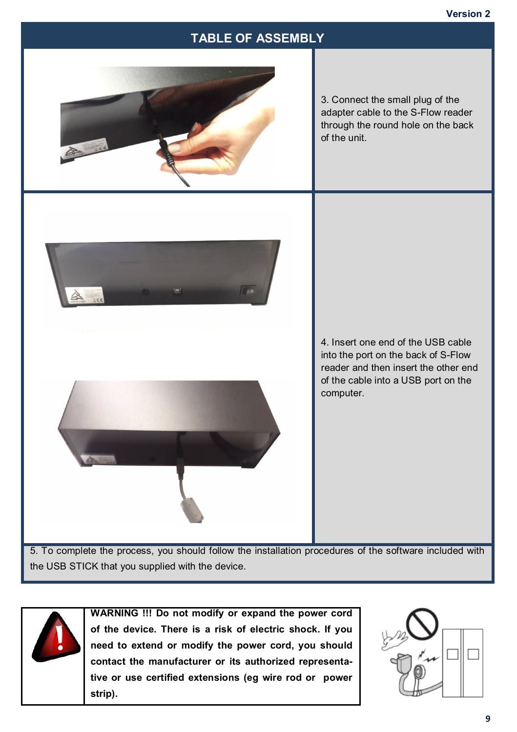## TABLE OF ASSEMBLY

3. Connect the small plug of the adapter cable to the S-Flow reader through the round hole on the back of the unit.

4. Insert one end of the USB cable into the port on the back of S-Flow reader and then insert the other end of the cable into a USB port on the computer.

5. To complete the process, you should follow the installation procedures of the software included with the USB STICK that you supplied with the device.

**WARNING !!! Do not modify or expand the power cord of the device. There is a risk of electric shock. If you need to extend or modify the power cord, you should contact the manufacturer or its authorized representative or use certified extensions (eg wire rod or power strip).**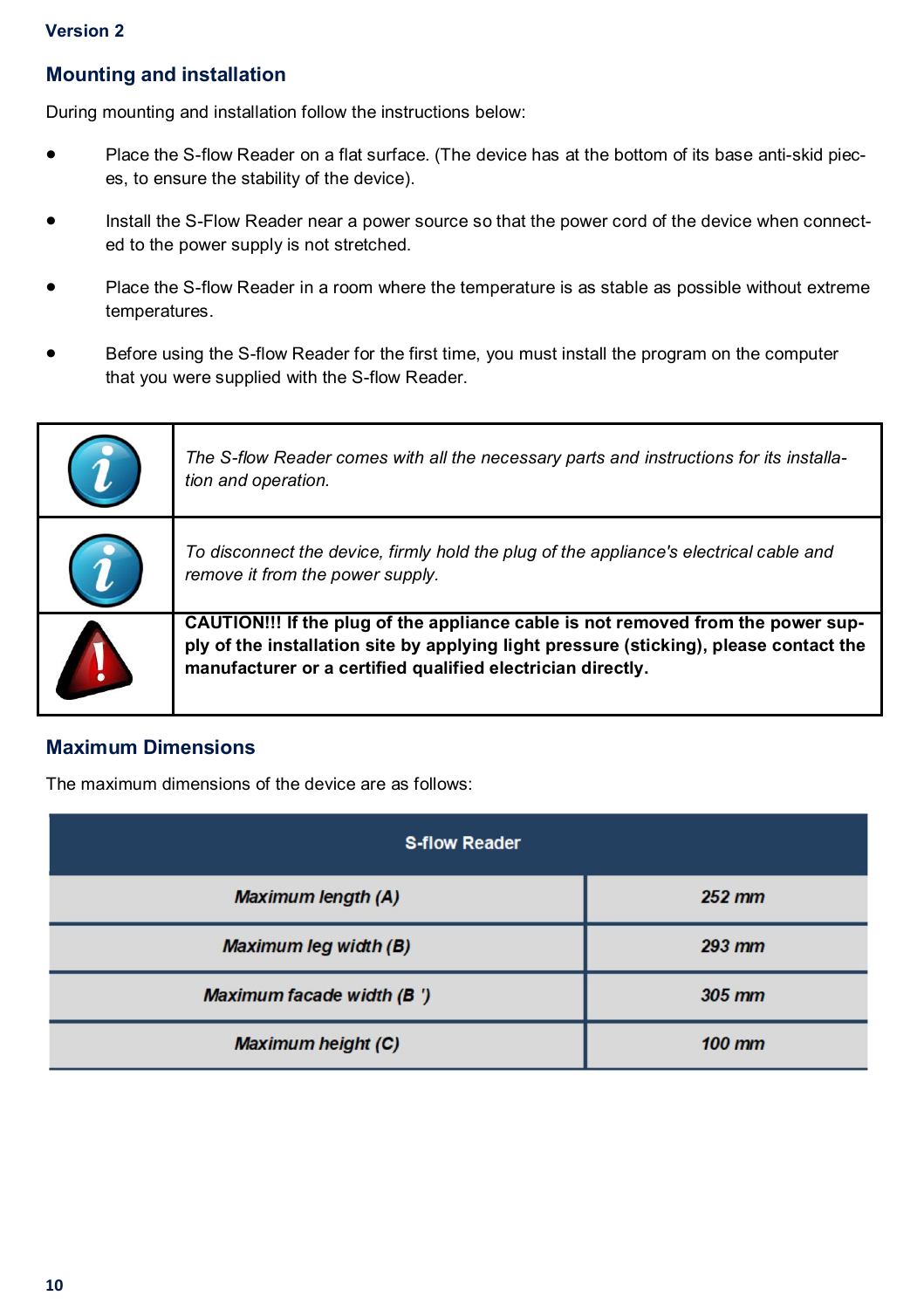Version 2

## Mounting and installation

During mounting and installation follow the instructions below:

- Place the S-flow Reader on a flat surface. (The device has at the bottom of its base anti-skid pieces, to ensure the stability of the device).
- Install the S-Flow Reader near a power source so that the power cord of the device when connected to the power supply is not stretched.
- Place the S-flow Reader in a room where the temperature is as stable as possible without extreme temperatures.
- Before using the S-flow Reader for the first time, you must install the program on the computer that you were supplied with the S-flow Reader.

| | |
|---|---|
| i | *The S-flow Reader comes with all the necessary parts and instructions for its installation and operation.* |
| i | *To disconnect the device, firmly hold the plug of the appliance's electrical cable and remove it from the power supply.* |
| ! | **CAUTION!!! If the plug of the appliance cable is not removed from the power supply of the installation site by applying light pressure (sticking), please contact the manufacturer or a certified qualified electrician directly.** |

## Maximum Dimensions

The maximum dimensions of the device are as follows:

| S-flow Reader | |
|---|---|
| *Maximum length (A)* | *252 mm* |
| *Maximum leg width (B)* | *293 mm* |
| *Maximum facade width (B ')* | *305 mm* |
| *Maximum height (C)* | *100 mm* |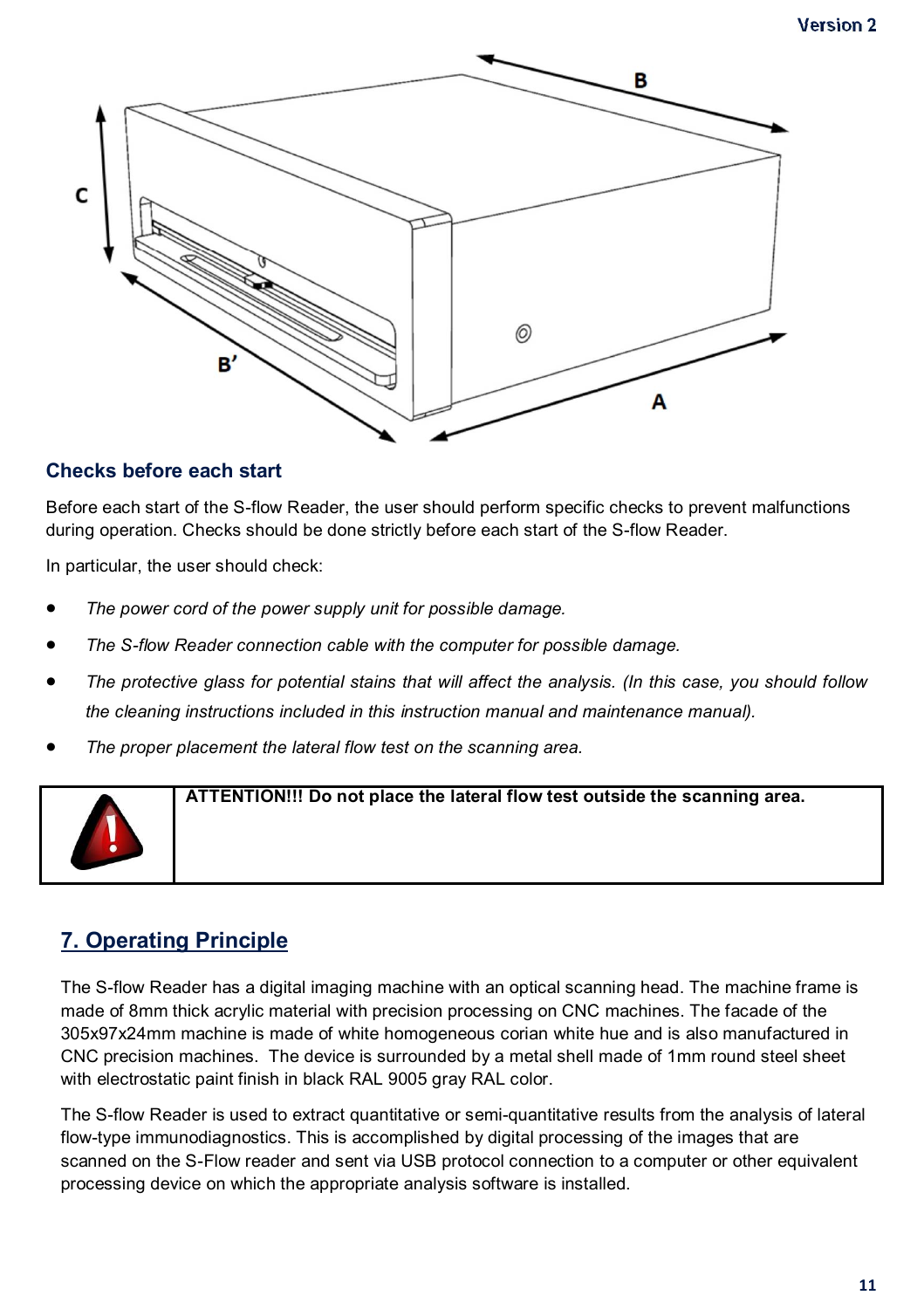## Checks before each start

Before each start of the S-flow Reader, the user should perform specific checks to prevent malfunctions during operation. Checks should be done strictly before each start of the S-flow Reader.

In particular, the user should check:

- *The power cord of the power supply unit for possible damage.*
- *The S-flow Reader connection cable with the computer for possible damage.*
- *The protective glass for potential stains that will affect the analysis. (In this case, you should follow the cleaning instructions included in this instruction manual and maintenance manual).*
- *The proper placement the lateral flow test on the scanning area.*

| | |
|---|---|
| | **ATTENTION!!! Do not place the lateral flow test outside the scanning area.** |

## 7. Operating Principle

The S-flow Reader has a digital imaging machine with an optical scanning head. The machine frame is made of 8mm thick acrylic material with precision processing on CNC machines. The facade of the 305x97x24mm machine is made of white homogeneous corian white hue and is also manufactured in CNC precision machines. The device is surrounded by a metal shell made of 1mm round steel sheet with electrostatic paint finish in black RAL 9005 gray RAL color.

The S-flow Reader is used to extract quantitative or semi-quantitative results from the analysis of lateral flow-type immunodiagnostics. This is accomplished by digital processing of the images that are scanned on the S-Flow reader and sent via USB protocol connection to a computer or other equivalent processing device on which the appropriate analysis software is installed.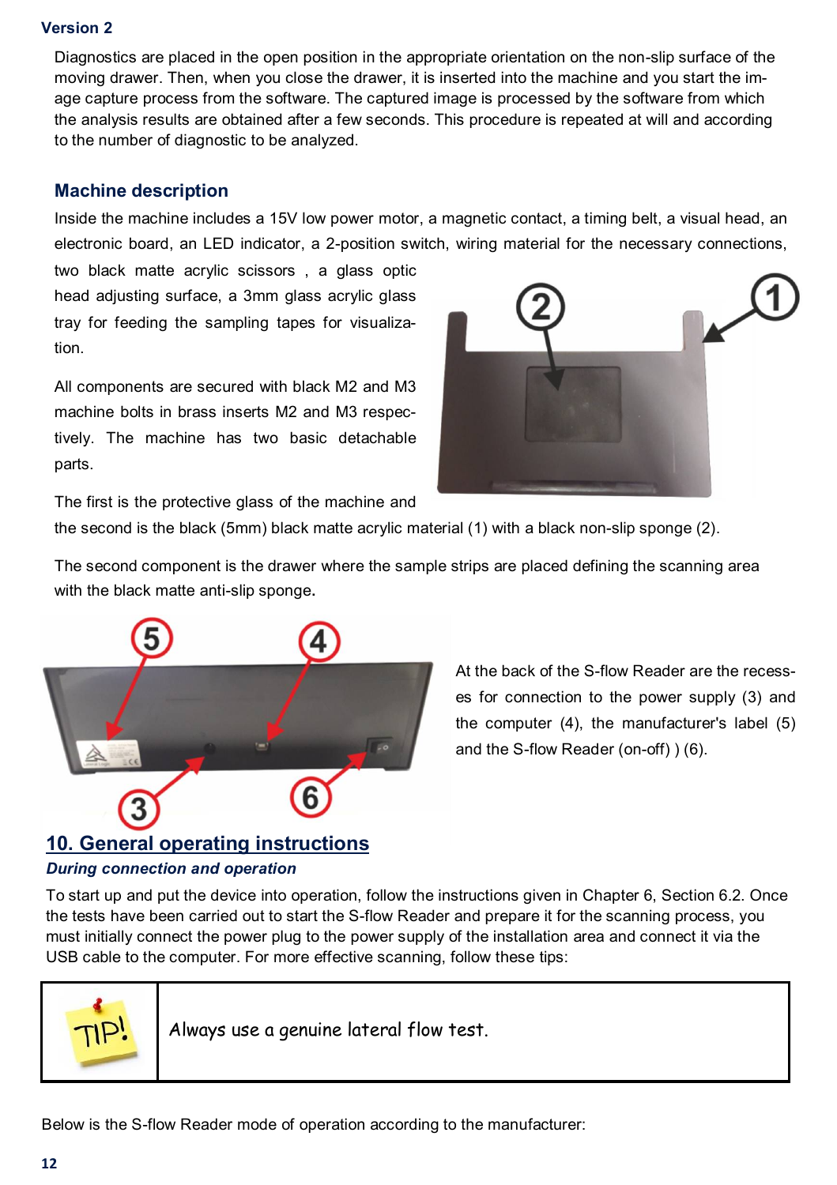**Version 2**

Diagnostics are placed in the open position in the appropriate orientation on the non-slip surface of the moving drawer. Then, when you close the drawer, it is inserted into the machine and you start the image capture process from the software. The captured image is processed by the software from which the analysis results are obtained after a few seconds. This procedure is repeated at will and according to the number of diagnostic to be analyzed.

### Machine description

Inside the machine includes a 15V low power motor, a magnetic contact, a timing belt, a visual head, an electronic board, an LED indicator, a 2-position switch, wiring material for the necessary connections, two black matte acrylic scissors , a glass optic head adjusting surface, a 3mm glass acrylic glass tray for feeding the sampling tapes for visualization.

All components are secured with black M2 and M3 machine bolts in brass inserts M2 and M3 respectively. The machine has two basic detachable parts.

The first is the protective glass of the machine and the second is the black (5mm) black matte acrylic material (1) with a black non-slip sponge (2).

The second component is the drawer where the sample strips are placed defining the scanning area with the black matte anti-slip sponge**.**

At the back of the S-flow Reader are the recesses for connection to the power supply (3) and the computer (4), the manufacturer's label (5) and the S-flow Reader (on-off) ) (6).

## 10. General operating instructions

***During connection and operation***

To start up and put the device into operation, follow the instructions given in Chapter 6, Section 6.2. Once the tests have been carried out to start the S-flow Reader and prepare it for the scanning process, you must initially connect the power plug to the power supply of the installation area and connect it via the USB cable to the computer. For more effective scanning, follow these tips:

| TIP! | Always use a genuine lateral flow test. |
|---|---|

Below is the S-flow Reader mode of operation according to the manufacturer: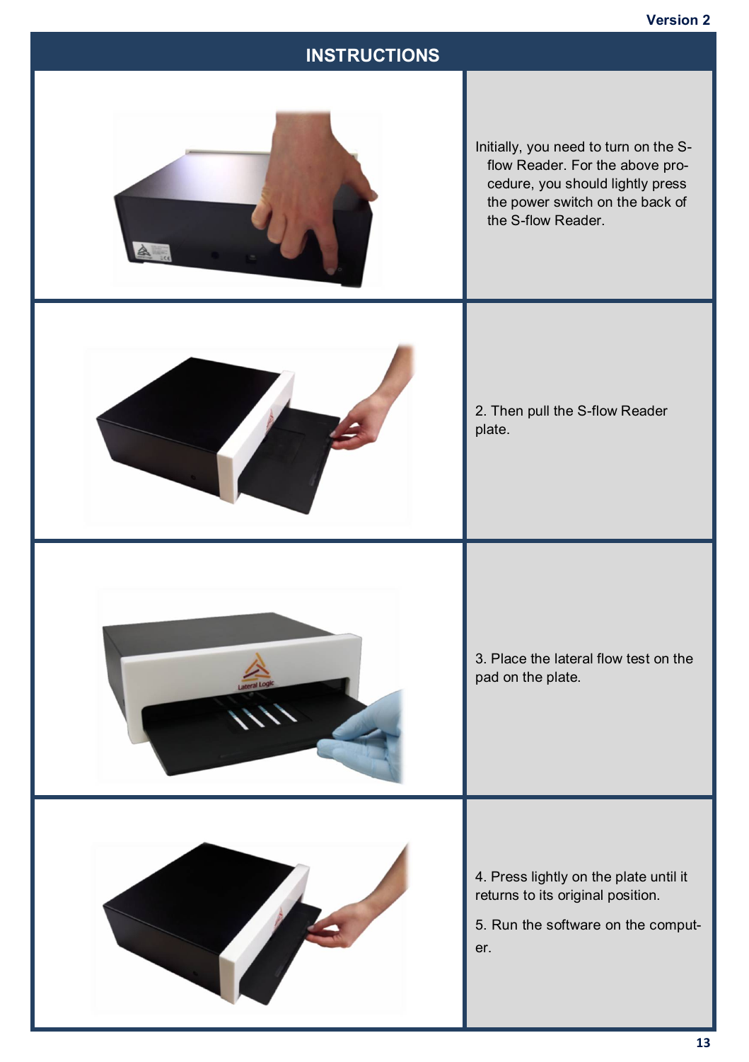# INSTRUCTIONS

Initially, you need to turn on the S-flow Reader. For the above procedure, you should lightly press the power switch on the back of the S-flow Reader.

2. Then pull the S-flow Reader plate.

3. Place the lateral flow test on the pad on the plate.

4. Press lightly on the plate until it returns to its original position.

5. Run the software on the computer.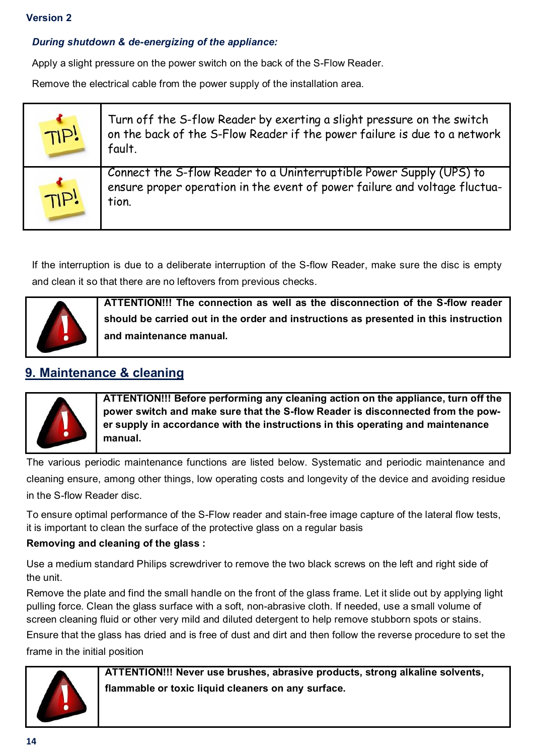Version 2

***During shutdown & de-energizing of the appliance:***

Apply a slight pressure on the power switch on the back of the S-Flow Reader.

Remove the electrical cable from the power supply of the installation area.

| | |
|---|---|
| TIP! | Turn off the S-flow Reader by exerting a slight pressure on the switch on the back of the S-Flow Reader if the power failure is due to a network fault. |
| TIP! | Connect the S-flow Reader to a Uninterruptible Power Supply (UPS) to ensure proper operation in the event of power failure and voltage fluctuation. |

If the interruption is due to a deliberate interruption of the S-flow Reader, make sure the disc is empty and clean it so that there are no leftovers from previous checks.

**ATTENTION!!! The connection as well as the disconnection of the S-flow reader should be carried out in the order and instructions as presented in this instruction and maintenance manual.**

## 9. Maintenance & cleaning

**ATTENTION!!! Before performing any cleaning action on the appliance, turn off the power switch and make sure that the S-flow Reader is disconnected from the power supply in accordance with the instructions in this operating and maintenance manual.**

The various periodic maintenance functions are listed below. Systematic and periodic maintenance and cleaning ensure, among other things, low operating costs and longevity of the device and avoiding residue in the S-flow Reader disc.

To ensure optimal performance of the S-Flow reader and stain-free image capture of the lateral flow tests, it is important to clean the surface of the protective glass on a regular basis

**Removing and cleaning of the glass :**

Use a medium standard Philips screwdriver to remove the two black screws on the left and right side of the unit.

Remove the plate and find the small handle on the front of the glass frame. Let it slide out by applying light pulling force. Clean the glass surface with a soft, non-abrasive cloth. If needed, use a small volume of screen cleaning fluid or other very mild and diluted detergent to help remove stubborn spots or stains.

Ensure that the glass has dried and is free of dust and dirt and then follow the reverse procedure to set the frame in the initial position

**ATTENTION!!! Never use brushes, abrasive products, strong alkaline solvents, flammable or toxic liquid cleaners on any surface.**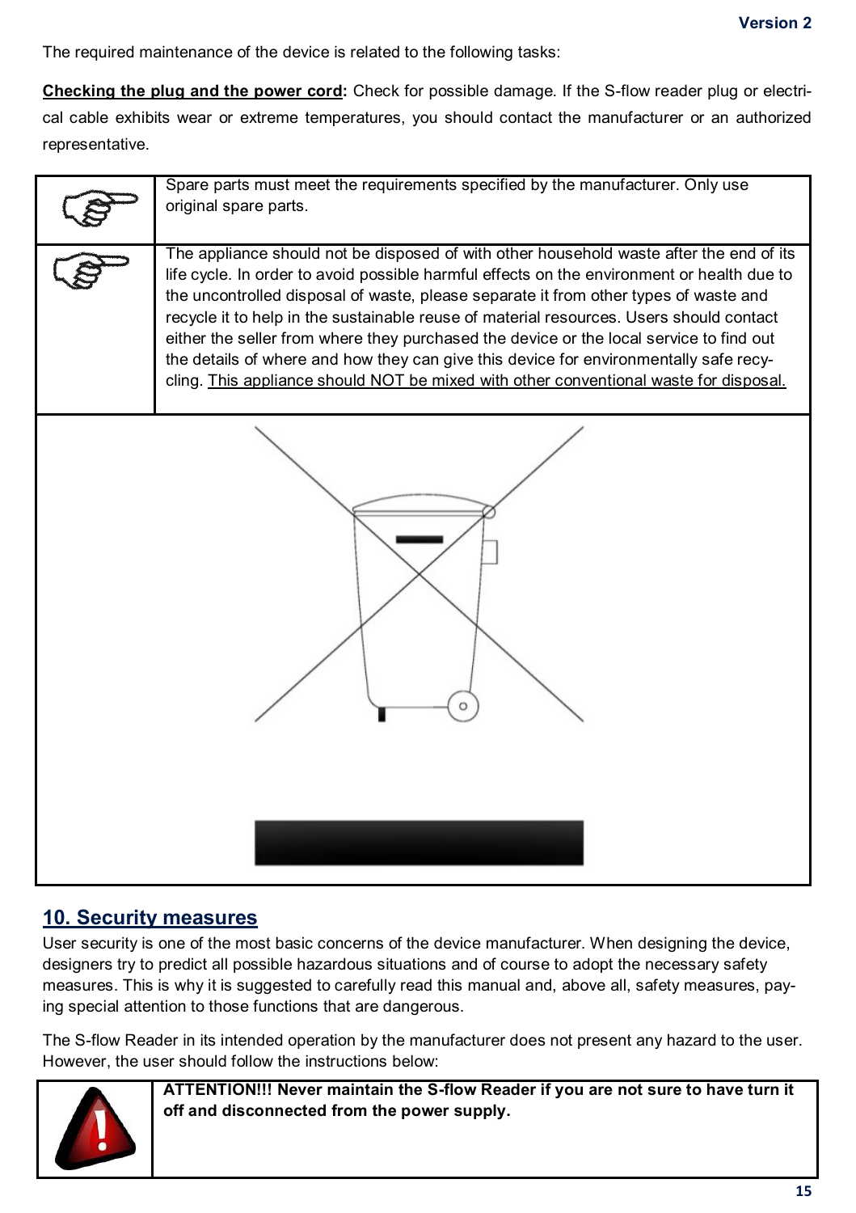The required maintenance of the device is related to the following tasks:

**Checking the plug and the power cord:** Check for possible damage. If the S-flow reader plug or electrical cable exhibits wear or extreme temperatures, you should contact the manufacturer or an authorized representative.

| | |
|---|---|
| | Spare parts must meet the requirements specified by the manufacturer. Only use original spare parts. |
| | The appliance should not be disposed of with other household waste after the end of its life cycle. In order to avoid possible harmful effects on the environment or health due to the uncontrolled disposal of waste, please separate it from other types of waste and recycle it to help in the sustainable reuse of material resources. Users should contact either the seller from where they purchased the device or the local service to find out the details of where and how they can give this device for environmentally safe recycling. <u>This appliance should NOT be mixed with other conventional waste for disposal.</u> |

## 10. Security measures

User security is one of the most basic concerns of the device manufacturer. When designing the device, designers try to predict all possible hazardous situations and of course to adopt the necessary safety measures. This is why it is suggested to carefully read this manual and, above all, safety measures, paying special attention to those functions that are dangerous.

The S-flow Reader in its intended operation by the manufacturer does not present any hazard to the user. However, the user should follow the instructions below:

| | |
|---|---|
| | **ATTENTION!!! Never maintain the S-flow Reader if you are not sure to have turn it off and disconnected from the power supply.** |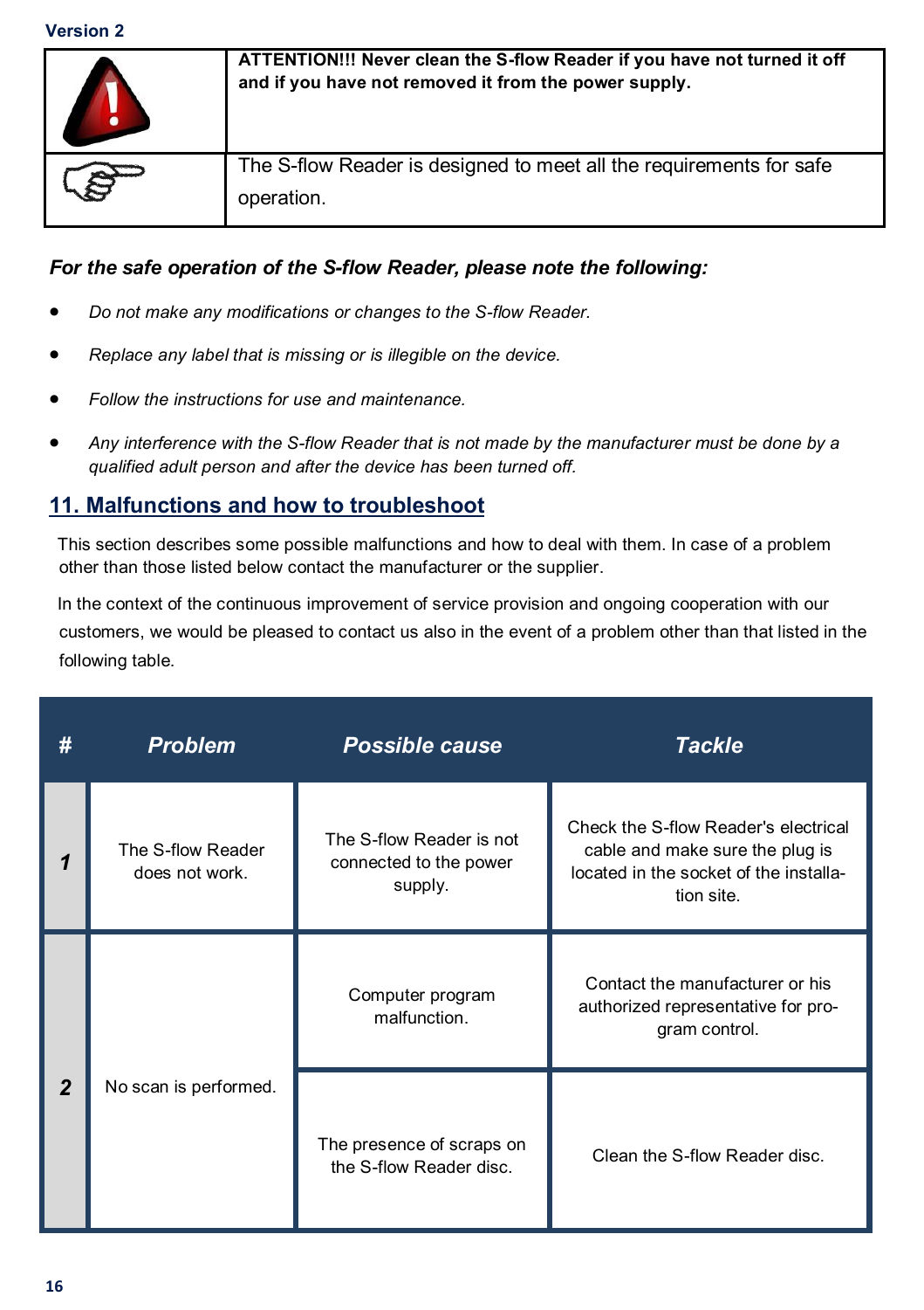Version 2

| | |
|---|---|
| | **ATTENTION!!! Never clean the S-flow Reader if you have not turned it off and if you have not removed it from the power supply.** |
| | The S-flow Reader is designed to meet all the requirements for safe operation. |

***For the safe operation of the S-flow Reader, please note the following:***

- *Do not make any modifications or changes to the S-flow Reader.*
- *Replace any label that is missing or is illegible on the device.*
- *Follow the instructions for use and maintenance.*
- *Any interference with the S-flow Reader that is not made by the manufacturer must be done by a qualified adult person and after the device has been turned off.*

## 11. Malfunctions and how to troubleshoot

This section describes some possible malfunctions and how to deal with them. In case of a problem other than those listed below contact the manufacturer or the supplier.

In the context of the continuous improvement of service provision and ongoing cooperation with our customers, we would be pleased to contact us also in the event of a problem other than that listed in the following table.

| # | Problem | Possible cause | Tackle |
|---|---|---|---|
| **1** | The S-flow Reader does not work. | The S-flow Reader is not connected to the power supply. | Check the S-flow Reader's electrical cable and make sure the plug is located in the socket of the installation site. |
| **2** | No scan is performed. | Computer program malfunction. | Contact the manufacturer or his authorized representative for program control. |
| | | The presence of scraps on the S-flow Reader disc. | Clean the S-flow Reader disc. |